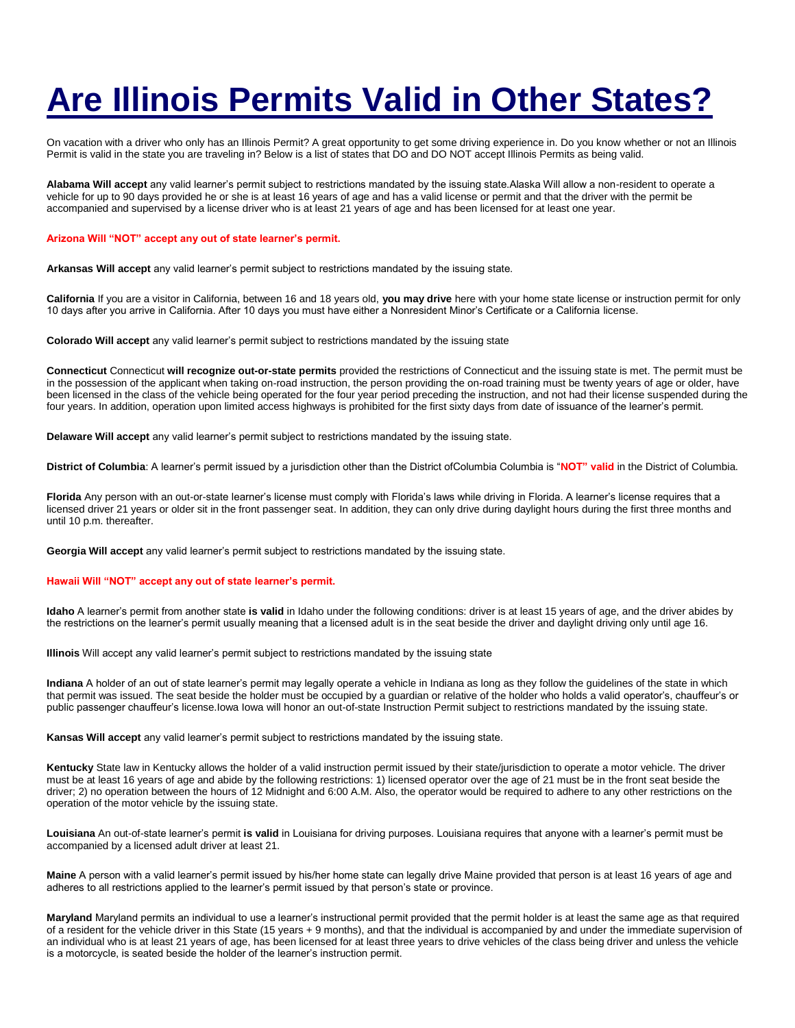# Are Illinois Permits Valid in Other States?

On vacation with a driver who only has an Illinois Permit? A great opportunity to get some driving experience in. Do you know whether or not an Illinois Permit is valid in the state you are traveling in? Below is a list of states that DO and DO NOT accept Illinois Permits as being valid.

**Alabama Will accept** any valid learner's permit subject to restrictions mandated by the issuing state.Alaska Will allow a non-resident to operate a vehicle for up to 90 days provided he or she is at least 16 years of age and has a valid license or permit and that the driver with the permit be accompanied and supervised by a license driver who is at least 21 years of age and has been licensed for at least one year.

**Arizona Will "NOT" accept any out of state learner's permit.**

**Arkansas Will accept** any valid learner's permit subject to restrictions mandated by the issuing state.

**California** If you are a visitor in California, between 16 and 18 years old, **you may drive** here with your home state license or instruction permit for only 10 days after you arrive in California. After 10 days you must have either a Nonresident Minor's Certificate or a California license.

**Colorado Will accept** any valid learner's permit subject to restrictions mandated by the issuing state

**Connecticut** Connecticut **will recognize out-or-state permits** provided the restrictions of Connecticut and the issuing state is met. The permit must be in the possession of the applicant when taking on-road instruction, the person providing the on-road training must be twenty years of age or older, have been licensed in the class of the vehicle being operated for the four year period preceding the instruction, and not had their license suspended during the four years. In addition, operation upon limited access highways is prohibited for the first sixty days from date of issuance of the learner's permit.

**Delaware Will accept** any valid learner's permit subject to restrictions mandated by the issuing state.

**District of Columbia**: A learner's permit issued by a jurisdiction other than the District ofColumbia Columbia is "**NOT" valid** in the District of Columbia.

**Florida** Any person with an out-or-state learner's license must comply with Florida's laws while driving in Florida. A learner's license requires that a licensed driver 21 years or older sit in the front passenger seat. In addition, they can only drive during daylight hours during the first three months and until 10 p.m. thereafter.

**Georgia Will accept** any valid learner's permit subject to restrictions mandated by the issuing state.

**Hawaii Will "NOT" accept any out of state learner's permit.**

**Idaho** A learner's permit from another state **is valid** in Idaho under the following conditions: driver is at least 15 years of age, and the driver abides by the restrictions on the learner's permit usually meaning that a licensed adult is in the seat beside the driver and daylight driving only until age 16.

**Illinois** Will accept any valid learner's permit subject to restrictions mandated by the issuing state

**Indiana** A holder of an out of state learner's permit may legally operate a vehicle in Indiana as long as they follow the guidelines of the state in which that permit was issued. The seat beside the holder must be occupied by a guardian or relative of the holder who holds a valid operator's, chauffeur's or public passenger chauffeur's license.Iowa Iowa will honor an out-of-state Instruction Permit subject to restrictions mandated by the issuing state.

**Kansas Will accept** any valid learner's permit subject to restrictions mandated by the issuing state.

**Kentucky** State law in Kentucky allows the holder of a valid instruction permit issued by their state/jurisdiction to operate a motor vehicle. The driver must be at least 16 years of age and abide by the following restrictions: 1) licensed operator over the age of 21 must be in the front seat beside the driver; 2) no operation between the hours of 12 Midnight and 6:00 A.M. Also, the operator would be required to adhere to any other restrictions on the operation of the motor vehicle by the issuing state.

**Louisiana** An out-of-state learner's permit **is valid** in Louisiana for driving purposes. Louisiana requires that anyone with a learner's permit must be accompanied by a licensed adult driver at least 21.

**Maine** A person with a valid learner's permit issued by his/her home state can legally drive Maine provided that person is at least 16 years of age and adheres to all restrictions applied to the learner's permit issued by that person's state or province.

**Maryland** Maryland permits an individual to use a learner's instructional permit provided that the permit holder is at least the same age as that required of a resident for the vehicle driver in this State (15 years + 9 months), and that the individual is accompanied by and under the immediate supervision of an individual who is at least 21 years of age, has been licensed for at least three years to drive vehicles of the class being driver and unless the vehicle is a motorcycle, is seated beside the holder of the learner's instruction permit.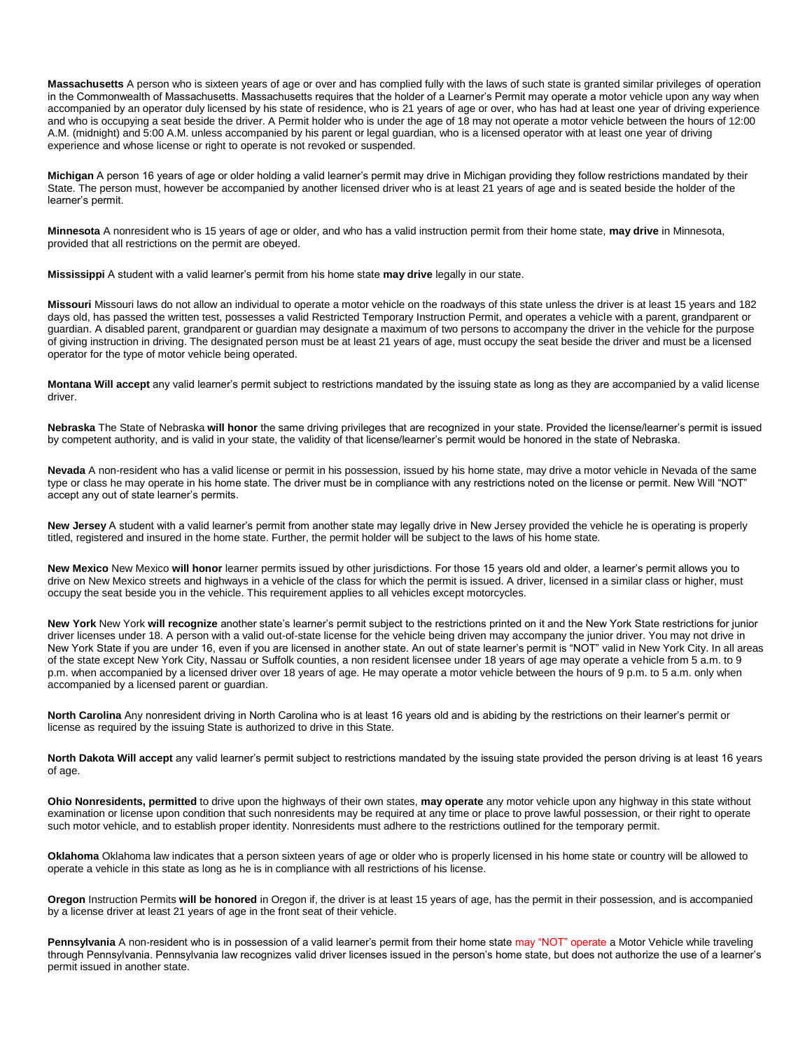**Massachusetts** A person who is sixteen years of age or over and has complied fully with the laws of such state is granted similar privileges of operation in the Commonwealth of Massachusetts. Massachusetts requires that the holder of a Learner's Permit may operate a motor vehicle upon any way when accompanied by an operator duly licensed by his state of residence, who is 21 years of age or over, who has had at least one year of driving experience and who is occupying a seat beside the driver. A Permit holder who is under the age of 18 may not operate a motor vehicle between the hours of 12:00 A.M. (midnight) and 5:00 A.M. unless accompanied by his parent or legal guardian, who is a licensed operator with at least one year of driving experience and whose license or right to operate is not revoked or suspended.

**Michigan** A person 16 years of age or older holding a valid learner's permit may drive in Michigan providing they follow restrictions mandated by their State. The person must, however be accompanied by another licensed driver who is at least 21 years of age and is seated beside the holder of the learner's permit.

**Minnesota** A nonresident who is 15 years of age or older, and who has a valid instruction permit from their home state, **may drive** in Minnesota, provided that all restrictions on the permit are obeyed.

**Mississippi** A student with a valid learner's permit from his home state **may drive** legally in our state.

**Missouri** Missouri laws do not allow an individual to operate a motor vehicle on the roadways of this state unless the driver is at least 15 years and 182 days old, has passed the written test, possesses a valid Restricted Temporary Instruction Permit, and operates a vehicle with a parent, grandparent or guardian. A disabled parent, grandparent or guardian may designate a maximum of two persons to accompany the driver in the vehicle for the purpose of giving instruction in driving. The designated person must be at least 21 years of age, must occupy the seat beside the driver and must be a licensed operator for the type of motor vehicle being operated.

**Montana Will accept** any valid learner's permit subject to restrictions mandated by the issuing state as long as they are accompanied by a valid license driver.

**Nebraska** The State of Nebraska **will honor** the same driving privileges that are recognized in your state. Provided the license/learner's permit is issued by competent authority, and is valid in your state, the validity of that license/learner's permit would be honored in the state of Nebraska.

**Nevada** A non-resident who has a valid license or permit in his possession, issued by his home state, may drive a motor vehicle in Nevada of the same type or class he may operate in his home state. The driver must be in compliance with any restrictions noted on the license or permit. New Will "NOT" accept any out of state learner's permits.

**New Jersey** A student with a valid learner's permit from another state may legally drive in New Jersey provided the vehicle he is operating is properly titled, registered and insured in the home state. Further, the permit holder will be subject to the laws of his home state.

**New Mexico** New Mexico **will honor** learner permits issued by other jurisdictions. For those 15 years old and older, a learner's permit allows you to drive on New Mexico streets and highways in a vehicle of the class for which the permit is issued. A driver, licensed in a similar class or higher, must occupy the seat beside you in the vehicle. This requirement applies to all vehicles except motorcycles.

**New York** New York **will recognize** another state's learner's permit subject to the restrictions printed on it and the New York State restrictions for junior driver licenses under 18. A person with a valid out-of-state license for the vehicle being driven may accompany the junior driver. You may not drive in New York State if you are under 16, even if you are licensed in another state. An out of state learner's permit is "NOT" valid in New York City. In all areas of the state except New York City, Nassau or Suffolk counties, a non resident licensee under 18 years of age may operate a vehicle from 5 a.m. to 9 p.m. when accompanied by a licensed driver over 18 years of age. He may operate a motor vehicle between the hours of 9 p.m. to 5 a.m. only when accompanied by a licensed parent or guardian.

**North Carolina** Any nonresident driving in North Carolina who is at least 16 years old and is abiding by the restrictions on their learner's permit or license as required by the issuing State is authorized to drive in this State.

**North Dakota Will accept** any valid learner's permit subject to restrictions mandated by the issuing state provided the person driving is at least 16 years of age.

**Ohio Nonresidents, permitted** to drive upon the highways of their own states, **may operate** any motor vehicle upon any highway in this state without examination or license upon condition that such nonresidents may be required at any time or place to prove lawful possession, or their right to operate such motor vehicle, and to establish proper identity. Nonresidents must adhere to the restrictions outlined for the temporary permit.

**Oklahoma** Oklahoma law indicates that a person sixteen years of age or older who is properly licensed in his home state or country will be allowed to operate a vehicle in this state as long as he is in compliance with all restrictions of his license.

**Oregon** Instruction Permits **will be honored** in Oregon if, the driver is at least 15 years of age, has the permit in their possession, and is accompanied by a license driver at least 21 years of age in the front seat of their vehicle.

**Pennsylvania** A non-resident who is in possession of a valid learner's permit from their home state may "NOT" operate a Motor Vehicle while traveling through Pennsylvania. Pennsylvania law recognizes valid driver licenses issued in the person's home state, but does not authorize the use of a learner's permit issued in another state.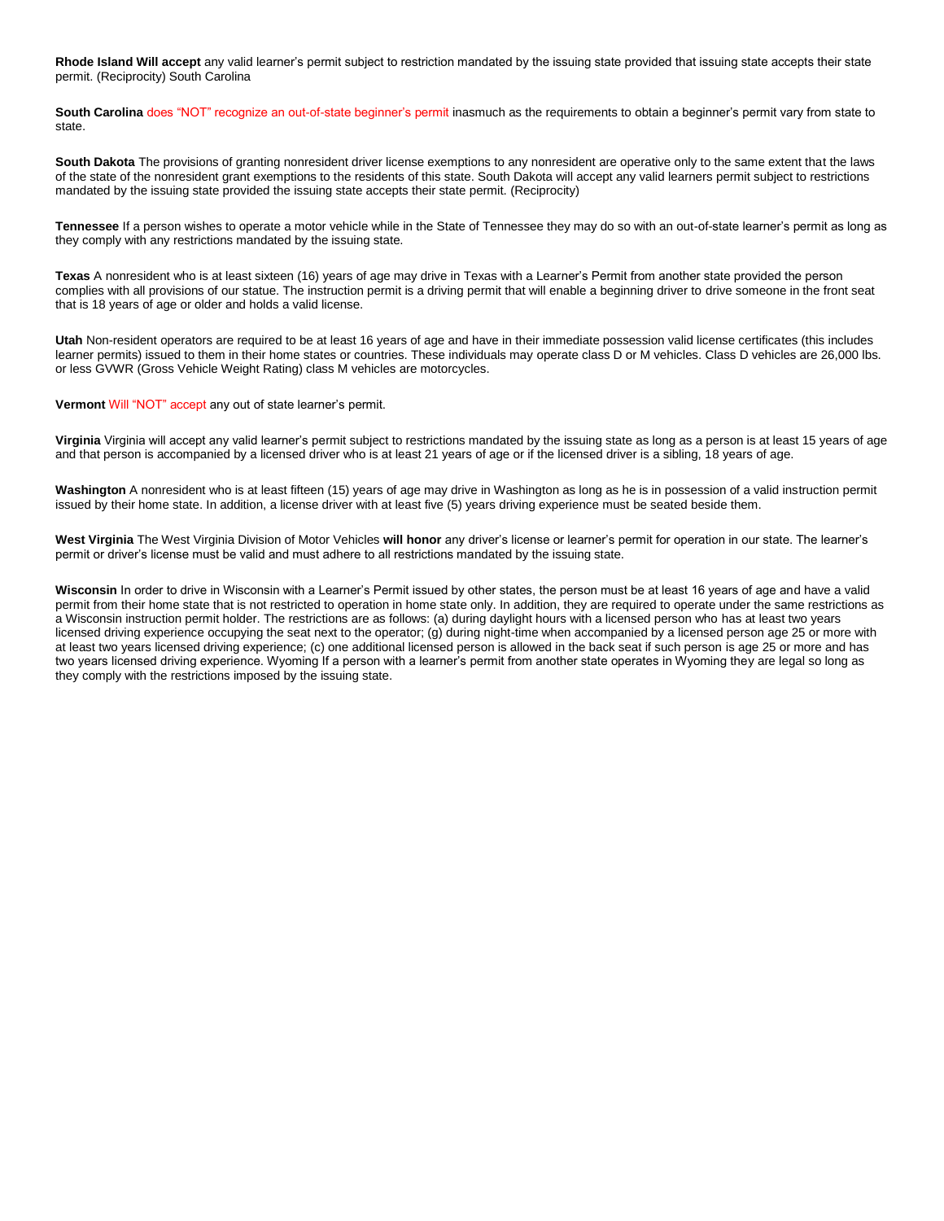**Rhode Island Will accept** any valid learner's permit subject to restriction mandated by the issuing state provided that issuing state accepts their state permit. (Reciprocity) South Carolina

**South Carolina** does "NOT" recognize an out-of-state beginner's permit inasmuch as the requirements to obtain a beginner's permit vary from state to state.

**South Dakota** The provisions of granting nonresident driver license exemptions to any nonresident are operative only to the same extent that the laws of the state of the nonresident grant exemptions to the residents of this state. South Dakota will accept any valid learners permit subject to restrictions mandated by the issuing state provided the issuing state accepts their state permit. (Reciprocity)

**Tennessee** If a person wishes to operate a motor vehicle while in the State of Tennessee they may do so with an out-of-state learner's permit as long as they comply with any restrictions mandated by the issuing state.

**Texas** A nonresident who is at least sixteen (16) years of age may drive in Texas with a Learner's Permit from another state provided the person complies with all provisions of our statue. The instruction permit is a driving permit that will enable a beginning driver to drive someone in the front seat that is 18 years of age or older and holds a valid license.

**Utah** Non-resident operators are required to be at least 16 years of age and have in their immediate possession valid license certificates (this includes learner permits) issued to them in their home states or countries. These individuals may operate class D or M vehicles. Class D vehicles are 26,000 lbs. or less GVWR (Gross Vehicle Weight Rating) class M vehicles are motorcycles.

**Vermont** Will "NOT" accept any out of state learner's permit.

**Virginia** Virginia will accept any valid learner's permit subject to restrictions mandated by the issuing state as long as a person is at least 15 years of age and that person is accompanied by a licensed driver who is at least 21 years of age or if the licensed driver is a sibling, 18 years of age.

**Washington** A nonresident who is at least fifteen (15) years of age may drive in Washington as long as he is in possession of a valid instruction permit issued by their home state. In addition, a license driver with at least five (5) years driving experience must be seated beside them.

**West Virginia** The West Virginia Division of Motor Vehicles **will honor** any driver's license or learner's permit for operation in our state. The learner's permit or driver's license must be valid and must adhere to all restrictions mandated by the issuing state.

**Wisconsin** In order to drive in Wisconsin with a Learner's Permit issued by other states, the person must be at least 16 years of age and have a valid permit from their home state that is not restricted to operation in home state only. In addition, they are required to operate under the same restrictions as a Wisconsin instruction permit holder. The restrictions are as follows: (a) during daylight hours with a licensed person who has at least two years licensed driving experience occupying the seat next to the operator; (g) during night-time when accompanied by a licensed person age 25 or more with at least two years licensed driving experience; (c) one additional licensed person is allowed in the back seat if such person is age 25 or more and has two years licensed driving experience. Wyoming If a person with a learner's permit from another state operates in Wyoming they are legal so long as they comply with the restrictions imposed by the issuing state.